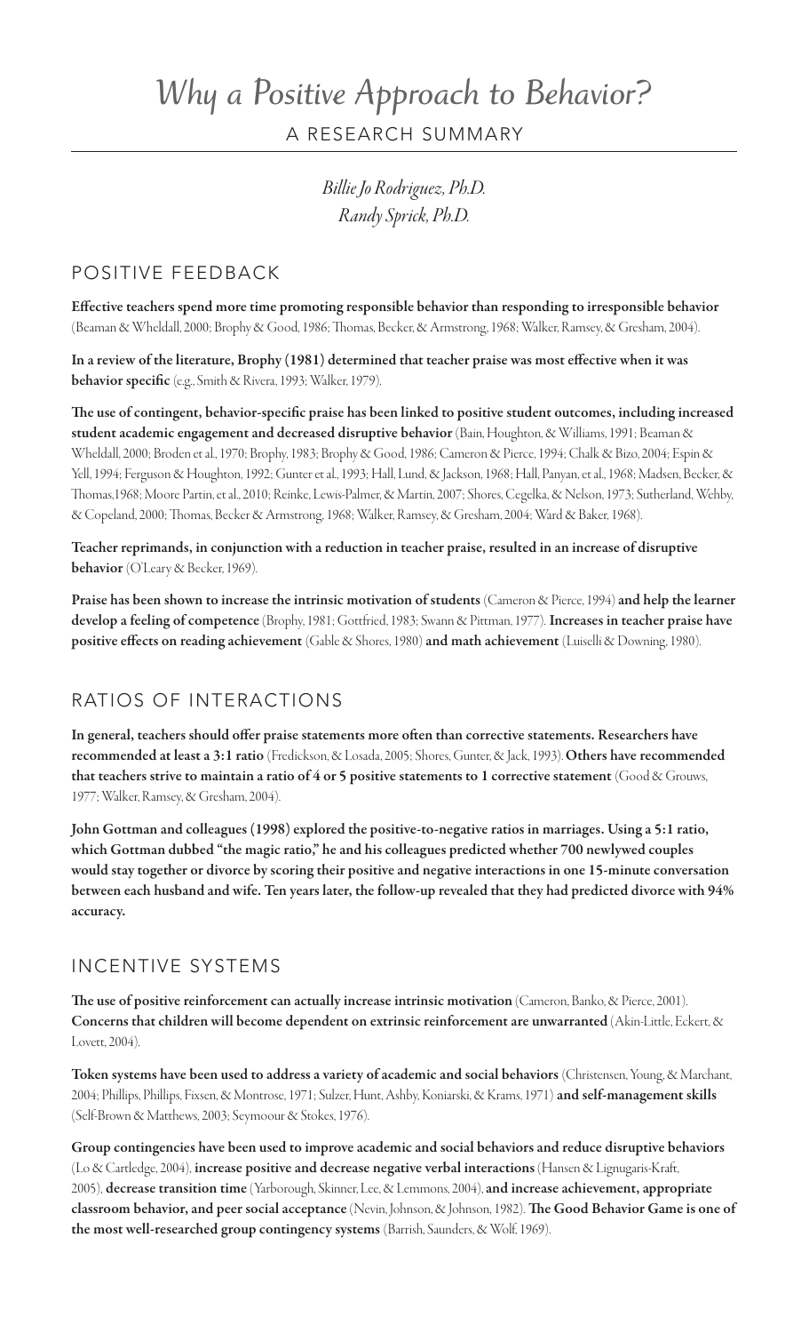# Why a Positive Approach to Behavior?

## A RESEARCH SUMMARY

*Billie Jo Rodriguez, Ph.D.*
*Randy Sprick, Ph.D.*

## POSITIVE FEEDBACK

**Effective teachers spend more time promoting responsible behavior than responding to irresponsible behavior** (Beaman & Wheldall, 2000; Brophy & Good, 1986; Thomas, Becker, & Armstrong, 1968; Walker, Ramsey, & Gresham, 2004).

**In a review of the literature, Brophy (1981) determined that teacher praise was most effective when it was behavior specific** (e.g., Smith & Rivera, 1993; Walker, 1979).

**The use of contingent, behavior-specific praise has been linked to positive student outcomes, including increased student academic engagement and decreased disruptive behavior** (Bain, Houghton, & Williams, 1991; Beaman & Wheldall, 2000; Broden et al., 1970; Brophy, 1983; Brophy & Good, 1986; Cameron & Pierce, 1994; Chalk & Bizo, 2004; Espin & Yell, 1994; Ferguson & Houghton, 1992; Gunter et al., 1993; Hall, Lund, & Jackson, 1968; Hall, Panyan, et al., 1968; Madsen, Becker, & Thomas,1968; Moore Partin, et al., 2010; Reinke, Lewis-Palmer, & Martin, 2007; Shores, Cegelka, & Nelson, 1973; Sutherland, Wehby, & Copeland, 2000; Thomas, Becker & Armstrong, 1968; Walker, Ramsey, & Gresham, 2004; Ward & Baker, 1968).

**Teacher reprimands, in conjunction with a reduction in teacher praise, resulted in an increase of disruptive behavior** (O'Leary & Becker, 1969).

**Praise has been shown to increase the intrinsic motivation of students** (Cameron & Pierce, 1994) **and help the learner develop a feeling of competence** (Brophy, 1981; Gottfried, 1983; Swann & Pittman, 1977). **Increases in teacher praise have positive effects on reading achievement** (Gable & Shores, 1980) **and math achievement** (Luiselli & Downing, 1980).

## RATIOS OF INTERACTIONS

**In general, teachers should offer praise statements more often than corrective statements. Researchers have recommended at least a 3:1 ratio** (Fredickson, & Losada, 2005; Shores, Gunter, & Jack, 1993). **Others have recommended that teachers strive to maintain a ratio of 4 or 5 positive statements to 1 corrective statement** (Good & Grouws, 1977; Walker, Ramsey, & Gresham, 2004).

**John Gottman and colleagues (1998) explored the positive-to-negative ratios in marriages. Using a 5:1 ratio, which Gottman dubbed "the magic ratio," he and his colleagues predicted whether 700 newlywed couples would stay together or divorce by scoring their positive and negative interactions in one 15-minute conversation between each husband and wife. Ten years later, the follow-up revealed that they had predicted divorce with 94% accuracy.**

## INCENTIVE SYSTEMS

**The use of positive reinforcement can actually increase intrinsic motivation** (Cameron, Banko, & Pierce, 2001). **Concerns that children will become dependent on extrinsic reinforcement are unwarranted** (Akin-Little, Eckert, & Lovett, 2004).

**Token systems have been used to address a variety of academic and social behaviors** (Christensen, Young, & Marchant, 2004; Phillips, Phillips, Fixsen, & Montrose, 1971; Sulzer, Hunt, Ashby, Koniarski, & Krams, 1971) **and self-management skills** (Self-Brown & Matthews, 2003; Seymoour & Stokes, 1976).

**Group contingencies have been used to improve academic and social behaviors and reduce disruptive behaviors** (Lo & Cartledge, 2004), **increase positive and decrease negative verbal interactions** (Hansen & Lignugaris-Kraft, 2005), **decrease transition time** (Yarborough, Skinner, Lee, & Lemmons, 2004), **and increase achievement, appropriate classroom behavior, and peer social acceptance** (Nevin, Johnson, & Johnson, 1982). **The Good Behavior Game is one of the most well-researched group contingency systems** (Barrish, Saunders, & Wolf, 1969).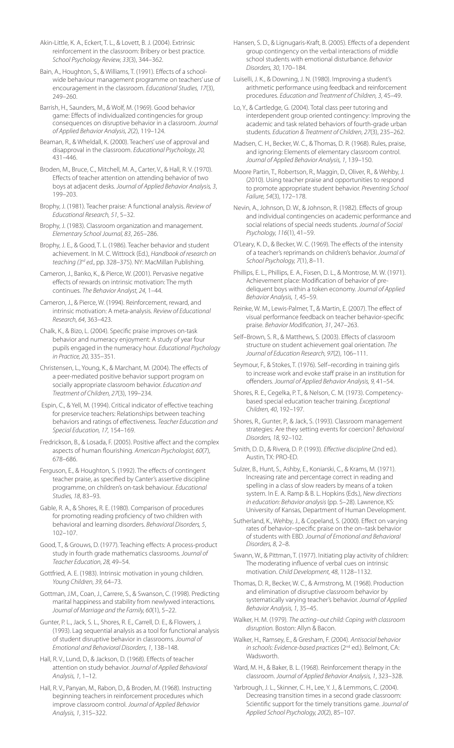Akin-Little, K. A., Eckert, T. L., & Lovett, B. J. (2004). Extrinsic reinforcement in the classroom: Bribery or best practice. *School Psychology Review, 33*(3), 344–362.

Bain, A., Houghton, S., & Williams, T. (1991). Effects of a school-wide behaviour management programme on teachers' use of encouragement in the classroom. *Educational Studies, 17*(3), 249–260.

Barrish, H., Saunders, M., & Wolf, M. (1969). Good behavior game: Effects of individualized contingencies for group consequences on disruptive behavior in a classroom. *Journal of Applied Behavior Analysis, 2*(2), 119–124.

Beaman, R., & Wheldall, K. (2000). Teachers' use of approval and disapproval in the classroom. *Educational Psychology, 20,* 431–446.

Broden, M., Bruce, C., Mitchell, M. A., Carter, V., & Hall, R. V. (1970). Effects of teacher attention on attending behavior of two boys at adjacent desks. *Journal of Applied Behavior Analysis, 3*, 199–203.

Brophy, J. (1981). Teacher praise: A functional analysis. *Review of Educational Research, 51*, 5–32.

Brophy, J. (1983). Classroom organization and management. *Elementary School Journal, 83*, 265–286.

Brophy, J. E., & Good, T. L. (1986). Teacher behavior and student achievement. In M. C. Wittrock (Ed.), *Handbook of research on teaching (3rd ed.,* pp. 328–375). NY: MacMillan Publishing.

Cameron, J., Banko, K., & Pierce, W. (2001). Pervasive negative effects of rewards on intrinsic motivation: The myth continues. *The Behavior Analyst, 24,* 1–44.

Cameron, J., & Pierce, W. (1994). Reinforcement, reward, and intrinsic motivation: A meta-analysis. *Review of Educational Research*, *64*, 363–423.

Chalk, K., & Bizo, L. (2004). Specific praise improves on-task behavior and numeracy enjoyment: A study of year four pupils engaged in the numeracy hour. *Educational Psychology in Practice, 20*, 335–351.

Christensen, L., Young, K., & Marchant, M. (2004). The effects of a peer-mediated positive behavior support program on socially appropriate classroom behavior. *Education and Treatment of Children, 27*(3), 199–234.

Espin, C., & Yell, M. (1994). Critical indicator of effective teaching for preservice teachers: Relationships between teaching behaviors and ratings of effectiveness. *Teacher Education and Special Education, 17,* 154–169.

Fredrickson, B., & Losada, F. (2005). Positive affect and the complex aspects of human flourishing. *American Psychologist, 60*(7), 678–686.

Ferguson, E., & Houghton, S. (1992). The effects of contingent teacher praise, as specified by Canter's assertive discipline programme, on children's on-task behaviour. *Educational Studies, 18*, 83–93.

Gable, R. A., & Shores, R. E. (1980). Comparison of procedures for promoting reading proficiency of two children with behavioral and learning disorders. *Behavioral Disorders, 5*, 102–107.

Good, T., & Grouws, D. (1977). Teaching effects: A process-product study in fourth grade mathematics classrooms. *Journal of Teacher Education, 28,* 49–54.

Gottfried, A. E. (1983). Intrinsic motivation in young children. *Young Children, 39*, 64–73.

Gottman, J.M., Coan, J., Carrere, S., & Swanson, C. (1998). Predicting marital happiness and stability from newlywed interactions. *Journal of Marriage and the Family, 60*(1), 5–22.

Gunter, P. L., Jack, S. L., Shores, R. E., Carrell, D. E., & Flowers, J. (1993). Lag sequential analysis as a tool for functional analysis of student disruptive behavior in classrooms. *Journal of Emotional and Behavioral Disorders, 1*, 138–148.

Hall, R. V., Lund, D., & Jackson, D. (1968). Effects of teacher attention on study behavior. *Journal of Applied Behavioral Analysis, 1*, 1–12.

Hall, R. V., Panyan, M., Rabon, D., & Broden, M. (1968). Instructing beginning teachers in reinforcement procedures which improve classroom control. *Journal of Applied Behavior Analysis, 1*, 315–322.

Hansen, S. D., & Lignugaris-Kraft, B. (2005). Effects of a dependent group contingency on the verbal interactions of middle school students with emotional disturbance. *Behavior Disorders, 30*, 170–184.

Luiselli, J. K., & Downing, J. N. (1980). Improving a student's arithmetic performance using feedback and reinforcement procedures. *Education and Treatment of Children, 3*, 45–49.

Lo, Y., & Cartledge, G. (2004). Total class peer tutoring and interdependent group oriented contingency: Improving the academic and task related behaviors of fourth-grade urban students. *Education & Treatment of Children*, *27*(3), 235–262.

Madsen, C. H., Becker, W. C., & Thomas, D. R. (1968). Rules, praise, and ignoring: Elements of elementary classroom control. *Journal of Applied Behavior Analysis, 1*, 139–150.

Moore Partin, T., Robertson, R., Maggin, D., Oliver, R., & Wehby, J. (2010). Using teacher praise and opportunities to respond to promote appropriate student behavior. *Preventing School Failure, 54*(3), 172–178.

Nevin, A., Johnson, D. W., & Johnson, R. (1982). Effects of group and individual contingencies on academic performance and social relations of special needs students. *Journal of Social Psychology, 116*(1), 41–59.

O'Leary, K. D., & Becker, W. C. (1969). The effects of the intensity of a teacher's reprimands on children's behavior. *Journal of School Psychology, 7*(1), 8–11.

Phillips, E. L., Phillips, E. A., Fixsen, D. L., & Montrose, M. W. (1971). Achievement place: Modification of behavior of pre-deliquent boys within a token economy. *Journal of Applied Behavior Analysis, 1*, 45–59.

Reinke, W. M., Lewis-Palmer, T., & Martin, E. (2007). The effect of visual performance feedback on teacher behavior-specific praise. *Behavior Modification, 31*, 247–263.

Self–Brown, S. R., & Matthews, S. (2003). Effects of classroom structure on student achievement goal orientation. *The Journal of Education Research, 97*(2), 106–111.

Seymour, F., & Stokes, T. (1976). Self–recording in training girls to increase work and evoke staff praise in an institution for offenders. *Journal of Applied Behavior Analysis, 9,* 41–54.

Shores, R. E., Cegelka, P. T., & Nelson, C. M. (1973). Competency-based special education teacher training. *Exceptional Children, 40*, 192–197.

Shores, R., Gunter, P., & Jack, S. (1993). Classroom management strategies: Are they setting events for coercion? *Behavioral Disorders, 18,* 92–102.

Smith, D. D., & Rivera, D. P. (1993). *Effective discipline* (2nd ed.). Austin, TX: PRO-ED.

Sulzer, B., Hunt, S., Ashby, E., Koniarski, C., & Krams, M. (1971). Increasing rate and percentage correct in reading and spelling in a class of slow readers by means of a token system. In E. A. Ramp & B. L. Hopkins (Eds.), *New directions in education: Behavior analysis* (pp. 5–28). Lawrence, KS: University of Kansas, Department of Human Development.

Sutherland, K., Wehby, J., & Copeland, S. (2000). Effect on varying rates of behavior–specific praise on the on–task behavior of students with EBD. *Journal of Emotional and Behavioral Disorders, 8*, 2–8.

Swann, W., & Pittman, T. (1977). Initiating play activity of children: The moderating influence of verbal cues on intrinsic motivation. *Child Development, 48*, 1128–1132.

Thomas, D. R., Becker, W. C., & Armstrong, M. (1968). Production and elimination of disruptive classroom behavior by systematically varying teacher's behavior. *Journal of Applied Behavior Analysis, 1*, 35–45.

Walker, H. M. (1979). *The acting–out child: Coping with classroom disruption.* Boston: Allyn & Bacon.

Walker, H., Ramsey, E., & Gresham, F. (2004). *Antisocial behavior in schools: Evidence-based practices* (2nd ed.). Belmont, CA: Wadsworth.

Ward, M. H., & Baker, B. L. (1968). Reinforcement therapy in the classroom. *Journal of Applied Behavior Analysis, 1*, 323–328.

Yarbrough, J. L., Skinner, C. H., Lee, Y. J., & Lemmons, C. (2004). Decreasing transition times in a second grade classroom: Scientific support for the timely transitions game. *Journal of Applied School Psychology, 20*(2), 85–107.